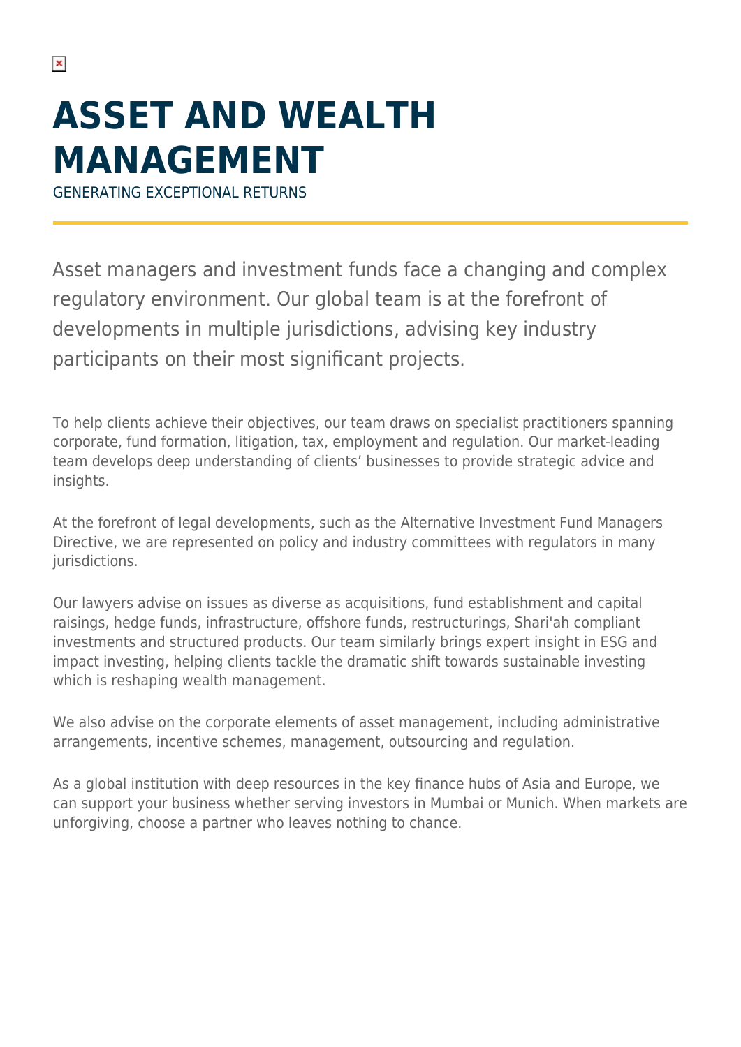# ASSET AND WEALTH MANAGEMENT

GENERATING EXCEPTIONAL RETURNS

Asset managers and investment funds face a changing and complex regulatory environment. Our global team is at the forefront of developments in multiple jurisdictions, advising key industry participants on their most significant projects.

To help clients achieve their objectives, our team draws on specialist practitioners spanning corporate, fund formation, litigation, tax, employment and regulation. Our market-leading team develops deep understanding of clients' businesses to provide strategic advice and insights.

At the forefront of legal developments, such as the Alternative Investment Fund Managers Directive, we are represented on policy and industry committees with regulators in many jurisdictions.

Our lawyers advise on issues as diverse as acquisitions, fund establishment and capital raisings, hedge funds, infrastructure, offshore funds, restructurings, Shari'ah compliant investments and structured products. Our team similarly brings expert insight in ESG and impact investing, helping clients tackle the dramatic shift towards sustainable investing which is reshaping wealth management.

We also advise on the corporate elements of asset management, including administrative arrangements, incentive schemes, management, outsourcing and regulation.

As a global institution with deep resources in the key finance hubs of Asia and Europe, we can support your business whether serving investors in Mumbai or Munich. When markets are unforgiving, choose a partner who leaves nothing to chance.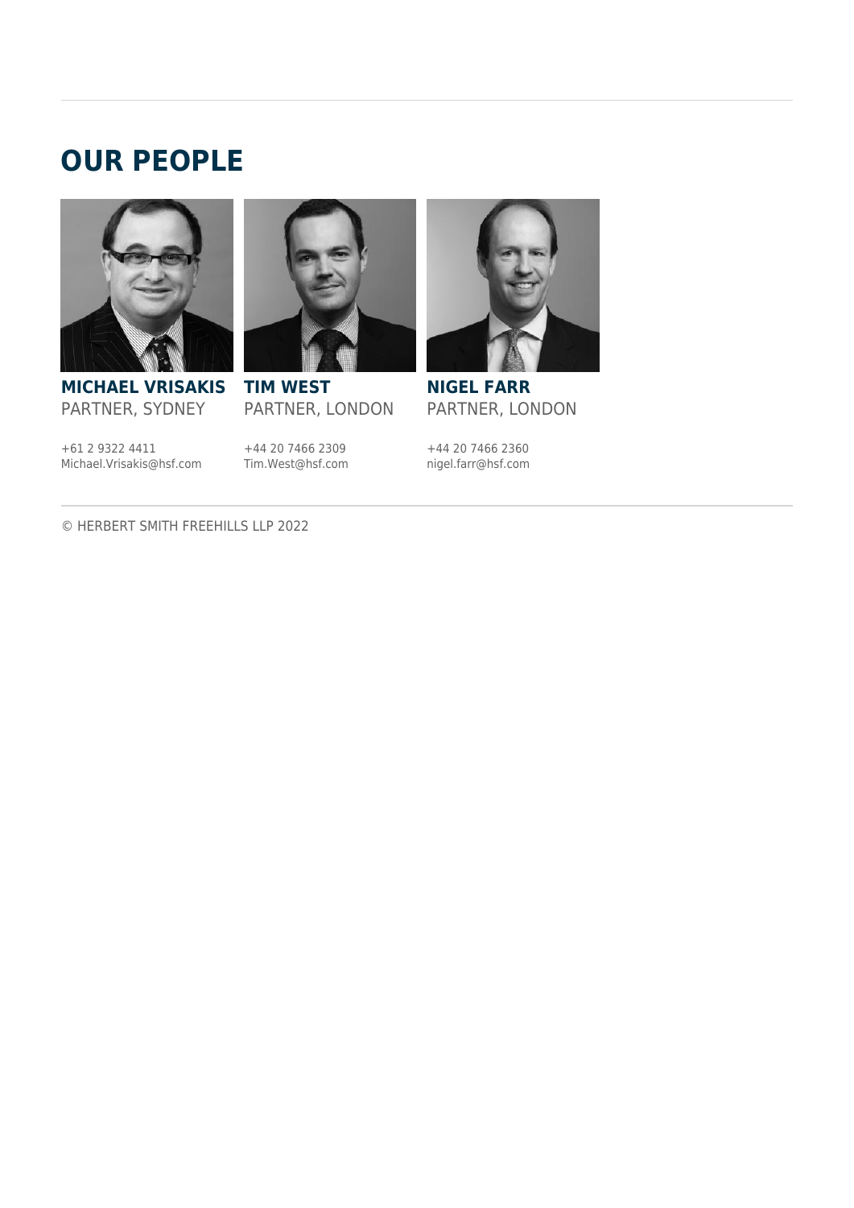## OUR PEOPLE

**MICHAEL VRISAKIS**
PARTNER, SYDNEY

+61 2 9322 4411
Michael.Vrisakis@hsf.com

**TIM WEST**
PARTNER, LONDON

+44 20 7466 2309
Tim.West@hsf.com

**NIGEL FARR**
PARTNER, LONDON

+44 20 7466 2360
nigel.farr@hsf.com

© HERBERT SMITH FREEHILLS LLP 2022